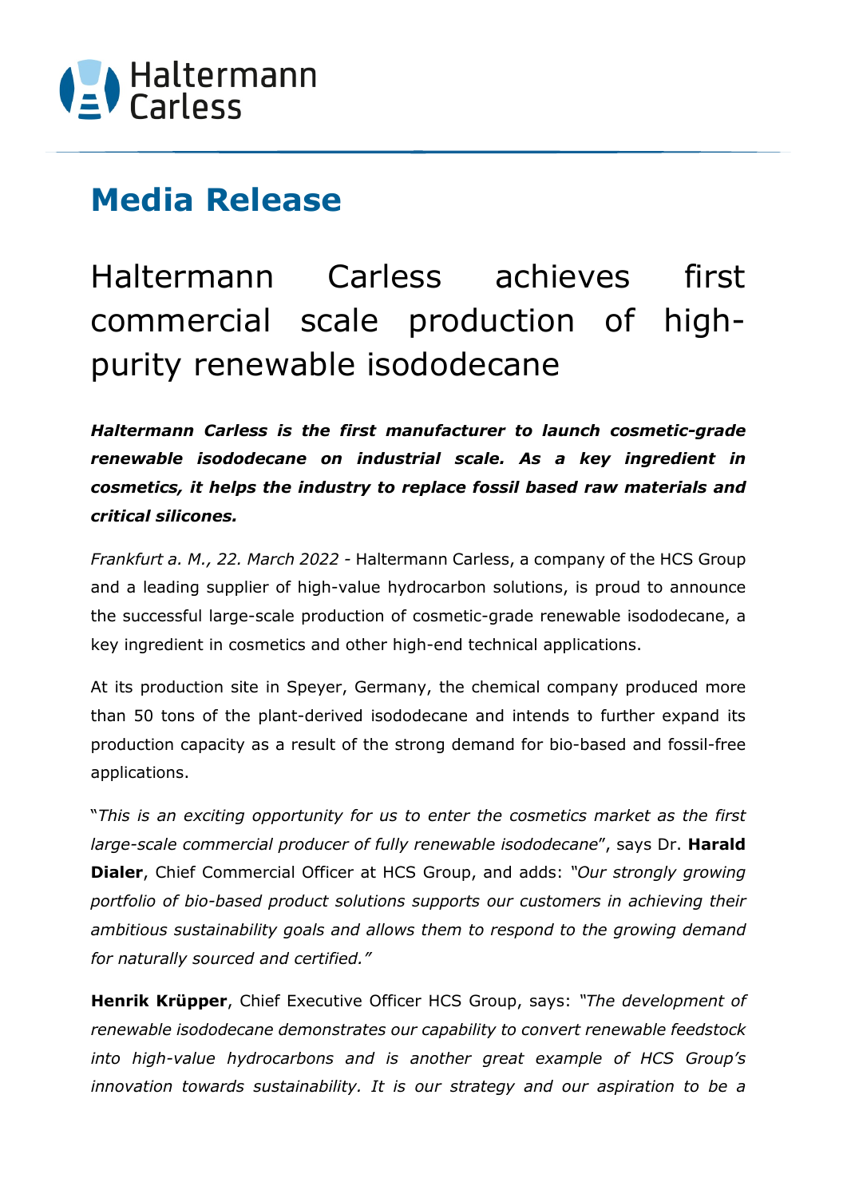# Media Release

## Haltermann Carless achieves first commercial scale production of high-purity renewable isododecane

***Haltermann Carless is the first manufacturer to launch cosmetic-grade renewable isododecane on industrial scale. As a key ingredient in cosmetics, it helps the industry to replace fossil based raw materials and critical silicones.***

*Frankfurt a. M., 22. March 2022 -* Haltermann Carless, a company of the HCS Group and a leading supplier of high-value hydrocarbon solutions, is proud to announce the successful large-scale production of cosmetic-grade renewable isododecane, a key ingredient in cosmetics and other high-end technical applications.

At its production site in Speyer, Germany, the chemical company produced more than 50 tons of the plant-derived isododecane and intends to further expand its production capacity as a result of the strong demand for bio-based and fossil-free applications.

"*This is an exciting opportunity for us to enter the cosmetics market as the first large-scale commercial producer of fully renewable isododecane*", says Dr. **Harald Dialer**, Chief Commercial Officer at HCS Group, and adds: *"Our strongly growing portfolio of bio-based product solutions supports our customers in achieving their ambitious sustainability goals and allows them to respond to the growing demand for naturally sourced and certified."*

**Henrik Krüpper**, Chief Executive Officer HCS Group, says: *"The development of renewable isododecane demonstrates our capability to convert renewable feedstock into high-value hydrocarbons and is another great example of HCS Group's innovation towards sustainability. It is our strategy and our aspiration to be a*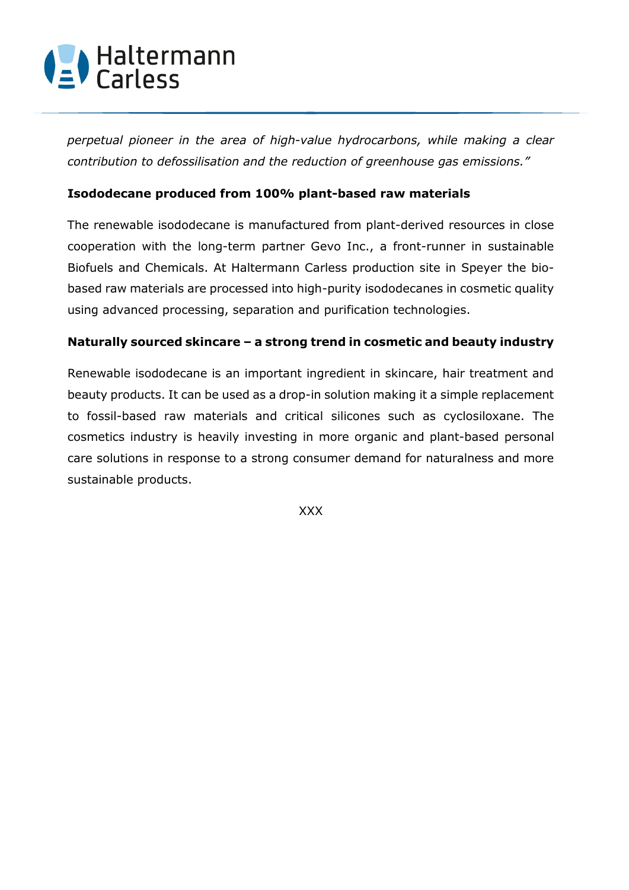*perpetual pioneer in the area of high-value hydrocarbons, while making a clear contribution to defossilisation and the reduction of greenhouse gas emissions."*

**Isododecane produced from 100% plant-based raw materials**

The renewable isododecane is manufactured from plant-derived resources in close cooperation with the long-term partner Gevo Inc., a front-runner in sustainable Biofuels and Chemicals. At Haltermann Carless production site in Speyer the bio-based raw materials are processed into high-purity isododecanes in cosmetic quality using advanced processing, separation and purification technologies.

**Naturally sourced skincare – a strong trend in cosmetic and beauty industry**

Renewable isododecane is an important ingredient in skincare, hair treatment and beauty products. It can be used as a drop-in solution making it a simple replacement to fossil-based raw materials and critical silicones such as cyclosiloxane. The cosmetics industry is heavily investing in more organic and plant-based personal care solutions in response to a strong consumer demand for naturalness and more sustainable products.

XXX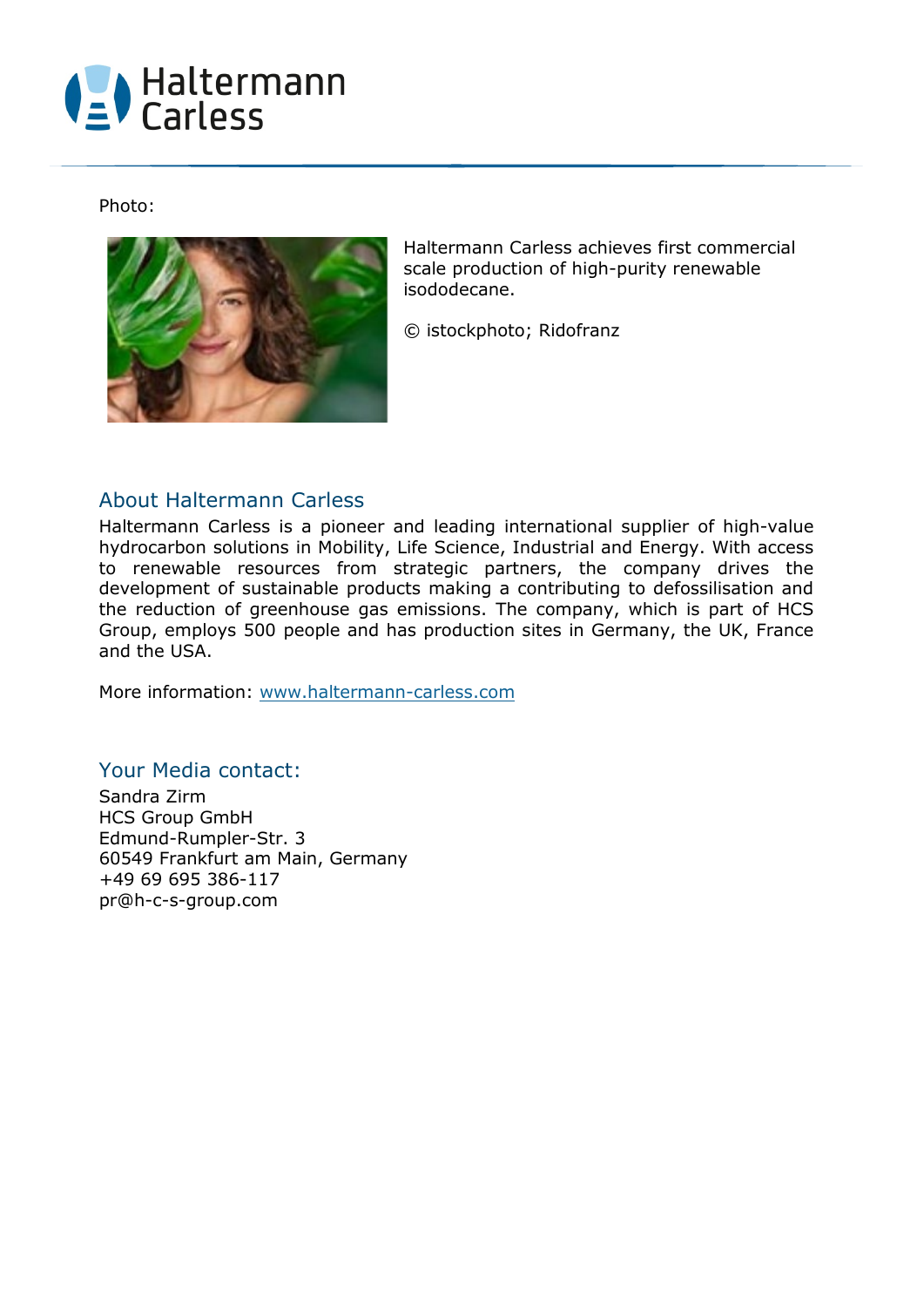Photo:

Haltermann Carless achieves first commercial scale production of high-purity renewable isododecane.

© istockphoto; Ridofranz

## About Haltermann Carless

Haltermann Carless is a pioneer and leading international supplier of high-value hydrocarbon solutions in Mobility, Life Science, Industrial and Energy. With access to renewable resources from strategic partners, the company drives the development of sustainable products making a contributing to defossilisation and the reduction of greenhouse gas emissions. The company, which is part of HCS Group, employs 500 people and has production sites in Germany, the UK, France and the USA.

More information: [www.haltermann-carless.com](http://www.haltermann-carless.com)

## Your Media contact:

Sandra Zirm
HCS Group GmbH
Edmund-Rumpler-Str. 3
60549 Frankfurt am Main, Germany
+49 69 695 386-117
pr@h-c-s-group.com